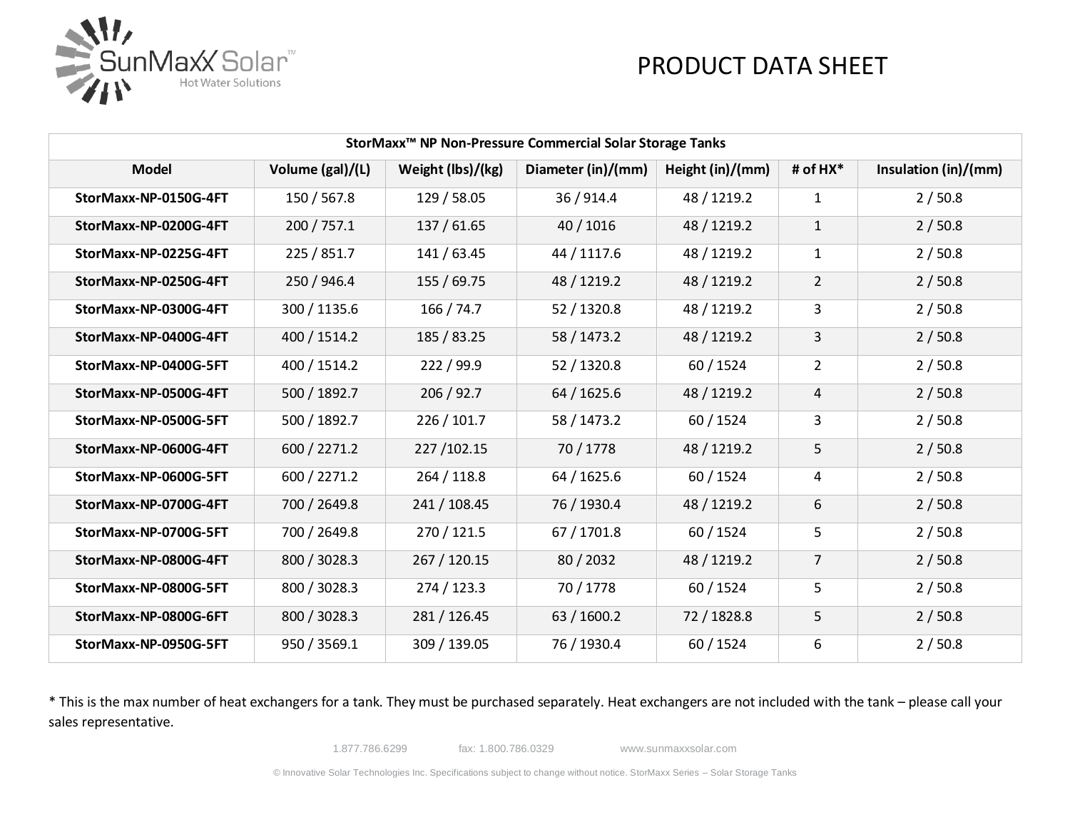SunMaxx Solar™
Hot Water Solutions

# PRODUCT DATA SHEET

| StorMaxx™ NP Non-Pressure Commercial Solar Storage Tanks | | | | | | |
|---|---|---|---|---|---|---|
| **Model** | **Volume (gal)/(L)** | **Weight (lbs)/(kg)** | **Diameter (in)/(mm)** | **Height (in)/(mm)** | **# of HX*** | **Insulation (in)/(mm)** |
| **StorMaxx-NP-0150G-4FT** | 150 / 567.8 | 129 / 58.05 | 36 / 914.4 | 48 / 1219.2 | 1 | 2 / 50.8 |
| **StorMaxx-NP-0200G-4FT** | 200 / 757.1 | 137 / 61.65 | 40 / 1016 | 48 / 1219.2 | 1 | 2 / 50.8 |
| **StorMaxx-NP-0225G-4FT** | 225 / 851.7 | 141 / 63.45 | 44 / 1117.6 | 48 / 1219.2 | 1 | 2 / 50.8 |
| **StorMaxx-NP-0250G-4FT** | 250 / 946.4 | 155 / 69.75 | 48 / 1219.2 | 48 / 1219.2 | 2 | 2 / 50.8 |
| **StorMaxx-NP-0300G-4FT** | 300 / 1135.6 | 166 / 74.7 | 52 / 1320.8 | 48 / 1219.2 | 3 | 2 / 50.8 |
| **StorMaxx-NP-0400G-4FT** | 400 / 1514.2 | 185 / 83.25 | 58 / 1473.2 | 48 / 1219.2 | 3 | 2 / 50.8 |
| **StorMaxx-NP-0400G-5FT** | 400 / 1514.2 | 222 / 99.9 | 52 / 1320.8 | 60 / 1524 | 2 | 2 / 50.8 |
| **StorMaxx-NP-0500G-4FT** | 500 / 1892.7 | 206 / 92.7 | 64 / 1625.6 | 48 / 1219.2 | 4 | 2 / 50.8 |
| **StorMaxx-NP-0500G-5FT** | 500 / 1892.7 | 226 / 101.7 | 58 / 1473.2 | 60 / 1524 | 3 | 2 / 50.8 |
| **StorMaxx-NP-0600G-4FT** | 600 / 2271.2 | 227 /102.15 | 70 / 1778 | 48 / 1219.2 | 5 | 2 / 50.8 |
| **StorMaxx-NP-0600G-5FT** | 600 / 2271.2 | 264 / 118.8 | 64 / 1625.6 | 60 / 1524 | 4 | 2 / 50.8 |
| **StorMaxx-NP-0700G-4FT** | 700 / 2649.8 | 241 / 108.45 | 76 / 1930.4 | 48 / 1219.2 | 6 | 2 / 50.8 |
| **StorMaxx-NP-0700G-5FT** | 700 / 2649.8 | 270 / 121.5 | 67 / 1701.8 | 60 / 1524 | 5 | 2 / 50.8 |
| **StorMaxx-NP-0800G-4FT** | 800 / 3028.3 | 267 / 120.15 | 80 / 2032 | 48 / 1219.2 | 7 | 2 / 50.8 |
| **StorMaxx-NP-0800G-5FT** | 800 / 3028.3 | 274 / 123.3 | 70 / 1778 | 60 / 1524 | 5 | 2 / 50.8 |
| **StorMaxx-NP-0800G-6FT** | 800 / 3028.3 | 281 / 126.45 | 63 / 1600.2 | 72 / 1828.8 | 5 | 2 / 50.8 |
| **StorMaxx-NP-0950G-5FT** | 950 / 3569.1 | 309 / 139.05 | 76 / 1930.4 | 60 / 1524 | 6 | 2 / 50.8 |

* This is the max number of heat exchangers for a tank. They must be purchased separately. Heat exchangers are not included with the tank – please call your sales representative.

1.877.786.6299 fax: 1.800.786.0329 www.sunmaxxsolar.com

© Innovative Solar Technologies Inc. Specifications subject to change without notice. StorMaxx Series – Solar Storage Tanks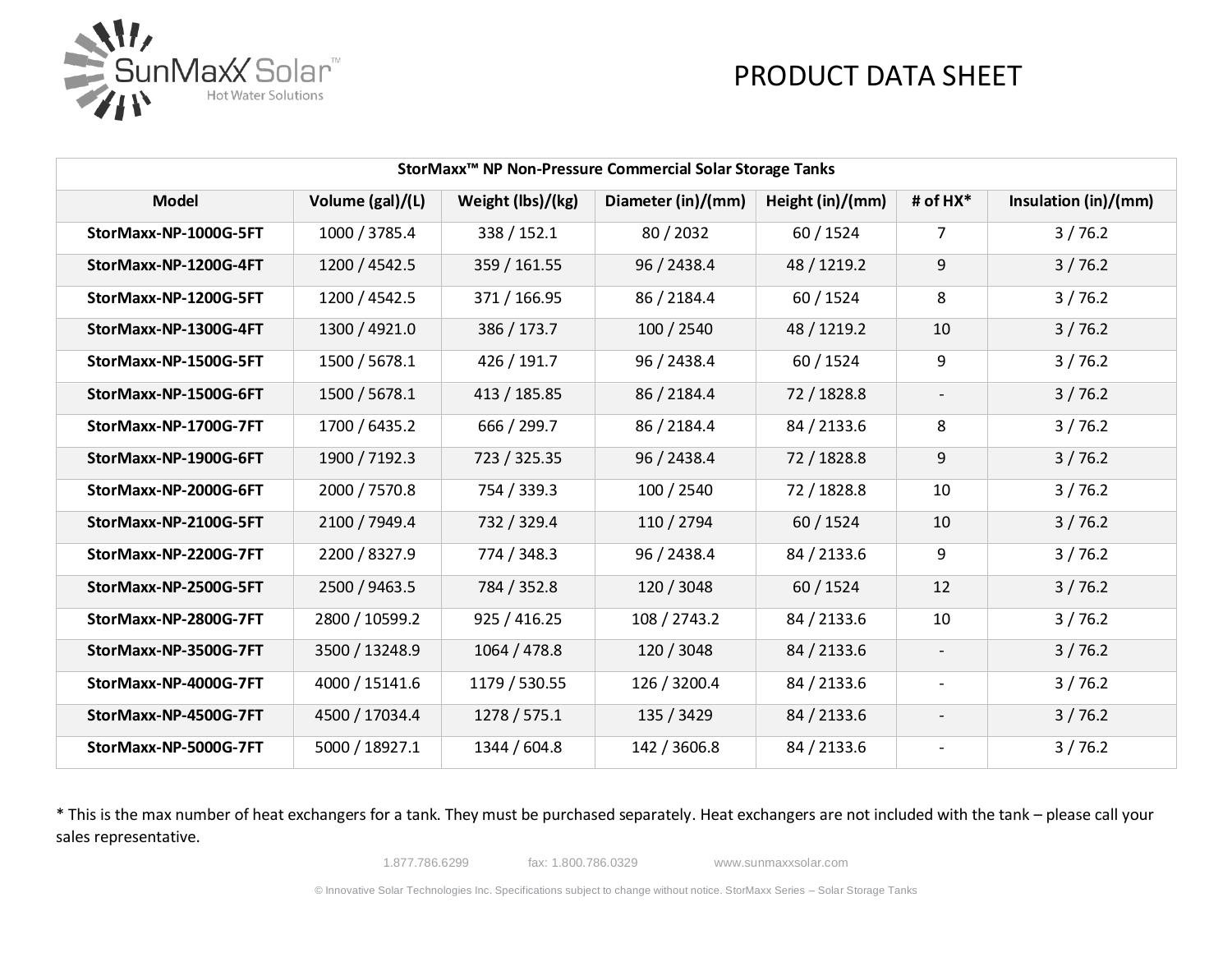# PRODUCT DATA SHEET

| StorMaxx™ NP Non-Pressure Commercial Solar Storage Tanks | | | | | | |
|---|---|---|---|---|---|---|
| **Model** | **Volume (gal)/(L)** | **Weight (lbs)/(kg)** | **Diameter (in)/(mm)** | **Height (in)/(mm)** | **# of HX*** | **Insulation (in)/(mm)** |
| **StorMaxx-NP-1000G-5FT** | 1000 / 3785.4 | 338 / 152.1 | 80 / 2032 | 60 / 1524 | 7 | 3 / 76.2 |
| **StorMaxx-NP-1200G-4FT** | 1200 / 4542.5 | 359 / 161.55 | 96 / 2438.4 | 48 / 1219.2 | 9 | 3 / 76.2 |
| **StorMaxx-NP-1200G-5FT** | 1200 / 4542.5 | 371 / 166.95 | 86 / 2184.4 | 60 / 1524 | 8 | 3 / 76.2 |
| **StorMaxx-NP-1300G-4FT** | 1300 / 4921.0 | 386 / 173.7 | 100 / 2540 | 48 / 1219.2 | 10 | 3 / 76.2 |
| **StorMaxx-NP-1500G-5FT** | 1500 / 5678.1 | 426 / 191.7 | 96 / 2438.4 | 60 / 1524 | 9 | 3 / 76.2 |
| **StorMaxx-NP-1500G-6FT** | 1500 / 5678.1 | 413 / 185.85 | 86 / 2184.4 | 72 / 1828.8 | - | 3 / 76.2 |
| **StorMaxx-NP-1700G-7FT** | 1700 / 6435.2 | 666 / 299.7 | 86 / 2184.4 | 84 / 2133.6 | 8 | 3 / 76.2 |
| **StorMaxx-NP-1900G-6FT** | 1900 / 7192.3 | 723 / 325.35 | 96 / 2438.4 | 72 / 1828.8 | 9 | 3 / 76.2 |
| **StorMaxx-NP-2000G-6FT** | 2000 / 7570.8 | 754 / 339.3 | 100 / 2540 | 72 / 1828.8 | 10 | 3 / 76.2 |
| **StorMaxx-NP-2100G-5FT** | 2100 / 7949.4 | 732 / 329.4 | 110 / 2794 | 60 / 1524 | 10 | 3 / 76.2 |
| **StorMaxx-NP-2200G-7FT** | 2200 / 8327.9 | 774 / 348.3 | 96 / 2438.4 | 84 / 2133.6 | 9 | 3 / 76.2 |
| **StorMaxx-NP-2500G-5FT** | 2500 / 9463.5 | 784 / 352.8 | 120 / 3048 | 60 / 1524 | 12 | 3 / 76.2 |
| **StorMaxx-NP-2800G-7FT** | 2800 / 10599.2 | 925 / 416.25 | 108 / 2743.2 | 84 / 2133.6 | 10 | 3 / 76.2 |
| **StorMaxx-NP-3500G-7FT** | 3500 / 13248.9 | 1064 / 478.8 | 120 / 3048 | 84 / 2133.6 | - | 3 / 76.2 |
| **StorMaxx-NP-4000G-7FT** | 4000 / 15141.6 | 1179 / 530.55 | 126 / 3200.4 | 84 / 2133.6 | - | 3 / 76.2 |
| **StorMaxx-NP-4500G-7FT** | 4500 / 17034.4 | 1278 / 575.1 | 135 / 3429 | 84 / 2133.6 | - | 3 / 76.2 |
| **StorMaxx-NP-5000G-7FT** | 5000 / 18927.1 | 1344 / 604.8 | 142 / 3606.8 | 84 / 2133.6 | - | 3 / 76.2 |

* This is the max number of heat exchangers for a tank. They must be purchased separately. Heat exchangers are not included with the tank – please call your sales representative.

1.877.786.6299 fax: 1.800.786.0329 www.sunmaxxsolar.com

© Innovative Solar Technologies Inc. Specifications subject to change without notice. StorMaxx Series – Solar Storage Tanks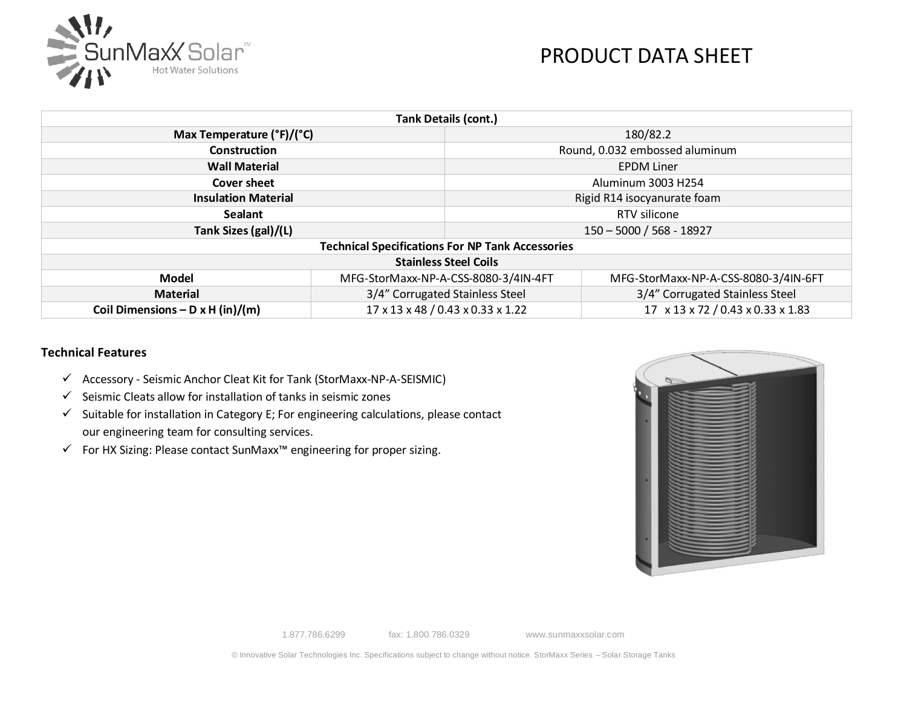# PRODUCT DATA SHEET

| Tank Details (cont.) | | |
|---|---|---|
| **Max Temperature (°F)/(°C)** | 180/82.2 | |
| **Construction** | Round, 0.032 embossed aluminum | |
| **Wall Material** | EPDM Liner | |
| **Cover sheet** | Aluminum 3003 H254 | |
| **Insulation Material** | Rigid R14 isocyanurate foam | |
| **Sealant** | RTV silicone | |
| **Tank Sizes (gal)/(L)** | 150 – 5000 / 568 - 18927 | |
| **Technical Specifications For NP Tank Accessories** | | |
| **Stainless Steel Coils** | | |
| **Model** | MFG-StorMaxx-NP-A-CSS-8080-3/4IN-4FT | MFG-StorMaxx-NP-A-CSS-8080-3/4IN-6FT |
| **Material** | 3/4" Corrugated Stainless Steel | 3/4" Corrugated Stainless Steel |
| **Coil Dimensions – D x H (in)/(m)** | 17 x 13 x 48 / 0.43 x 0.33 x 1.22 | 17 x 13 x 72 / 0.43 x 0.33 x 1.83 |

### Technical Features

- ✓ Accessory - Seismic Anchor Cleat Kit for Tank (StorMaxx-NP-A-SEISMIC)
- ✓ Seismic Cleats allow for installation of tanks in seismic zones
- ✓ Suitable for installation in Category E; For engineering calculations, please contact our engineering team for consulting services.
- ✓ For HX Sizing: Please contact SunMaxx™ engineering for proper sizing.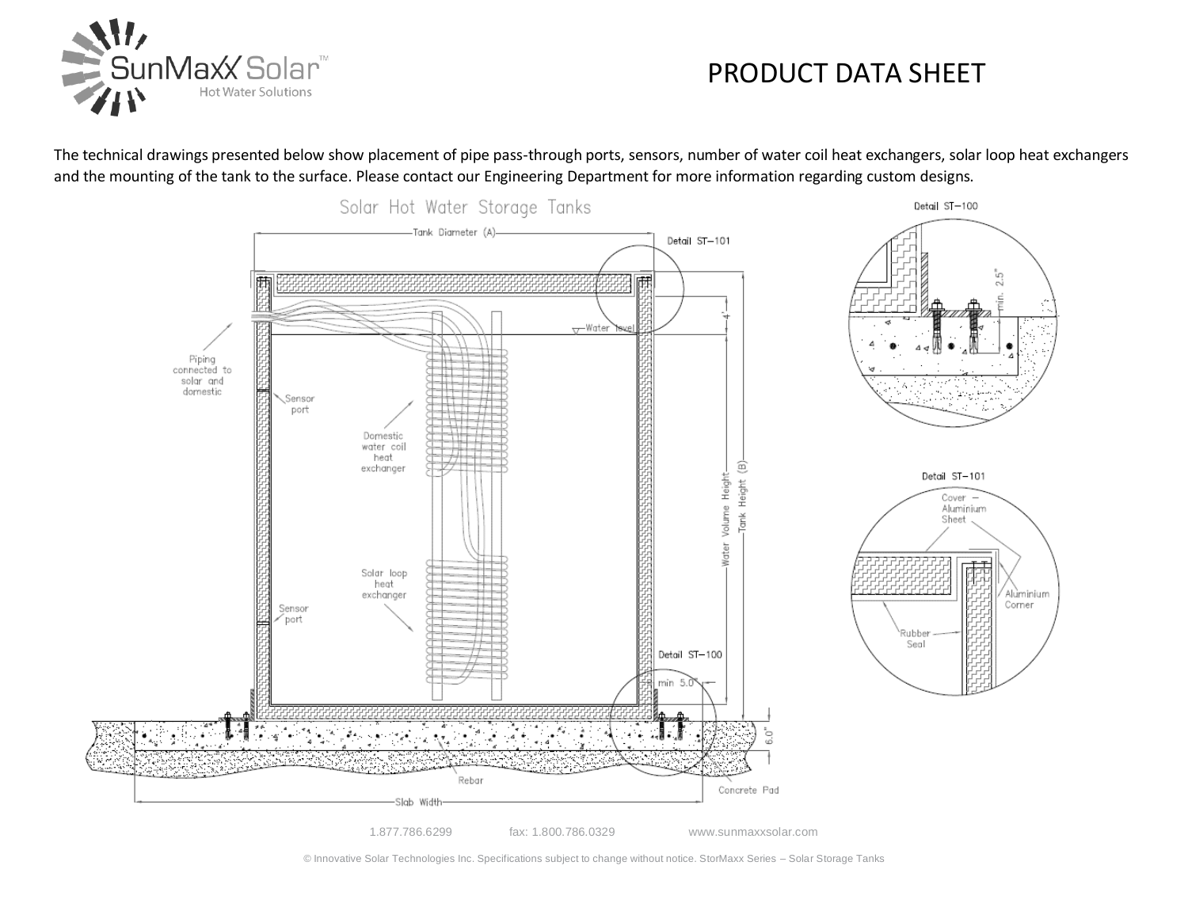# PRODUCT DATA SHEET

The technical drawings presented below show placement of pipe pass-through ports, sensors, number of water coil heat exchangers, solar loop heat exchangers and the mounting of the tank to the surface. Please contact our Engineering Department for more information regarding custom designs.

Solar Hot Water Storage Tanks

Tank Diameter (A)

Detail ST–101

Detail ST–100

Piping connected to solar and domestic

Sensor port

Domestic water coil heat exchanger

Solar loop heat exchanger

Sensor port

Water level

4"

Water Volume Height

Tank Height (B)

min. 2.5"

Detail ST–101

Cover – Aluminium Sheet

Aluminium Corner

Rubber Seal

Detail ST–100

min 5.0"

6.0"

Rebar

Concrete Pad

Slab Width

1.877.786.6299 fax: 1.800.786.0329 www.sunmaxxsolar.com

© Innovative Solar Technologies Inc. Specifications subject to change without notice. StorMaxx Series – Solar Storage Tanks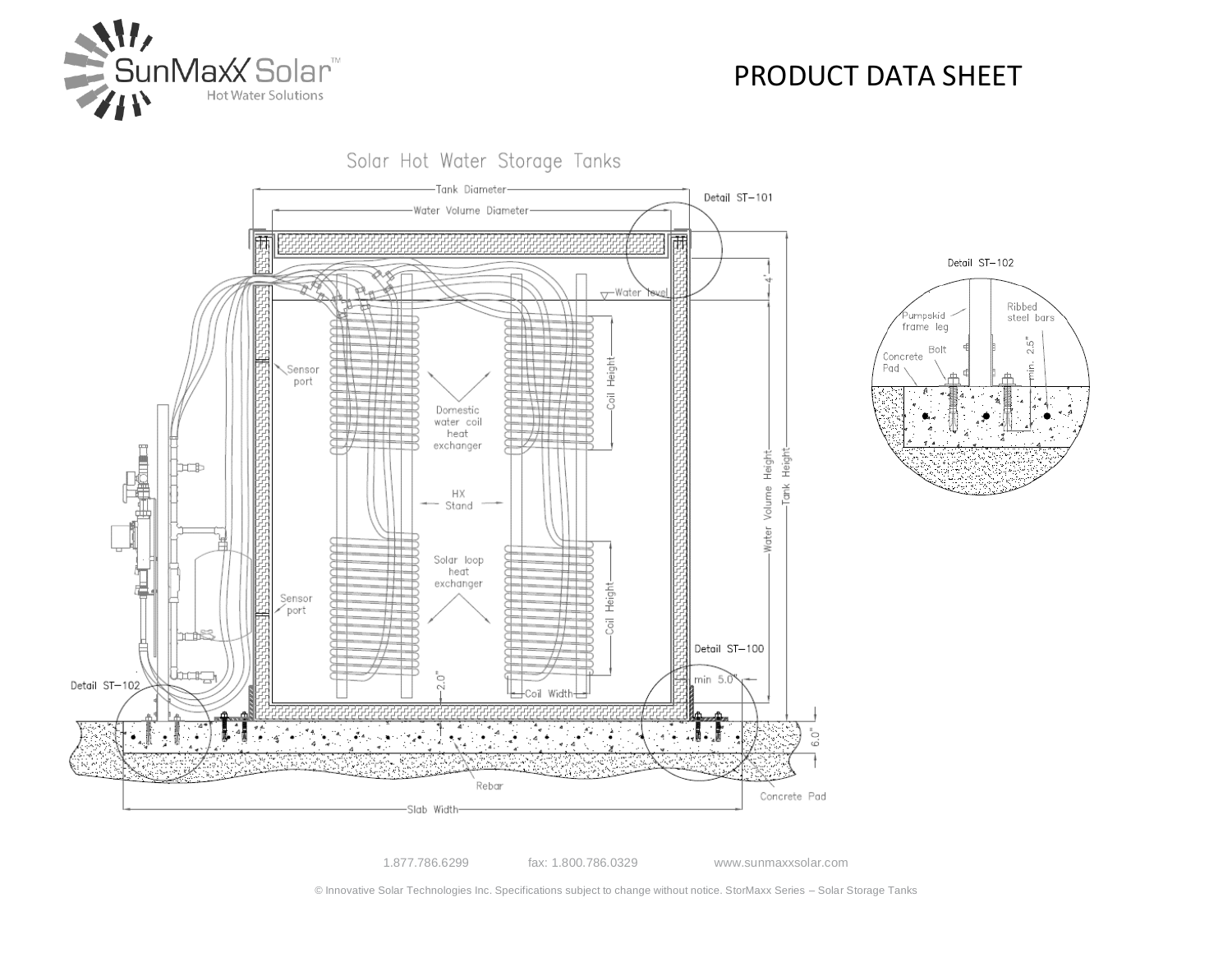## Solar Hot Water Storage Tanks

Tank Diameter

Water Volume Diameter

Detail ST-101

Water level

4"

Sensor port

Domestic water coil heat exchanger

Coil Height

HX Stand

Solar loop heat exchanger

Coil Height

Sensor port

Water Volume Height

Tank Height

Detail ST-100

min 5.0"

2.0"

Coil Width

Detail ST-102

6.0"

Rebar

Concrete Pad

Slab Width

### Detail ST-102

Pumpskid frame leg

Ribbed steel bars

Concrete Pad

Bolt

min. 2.5"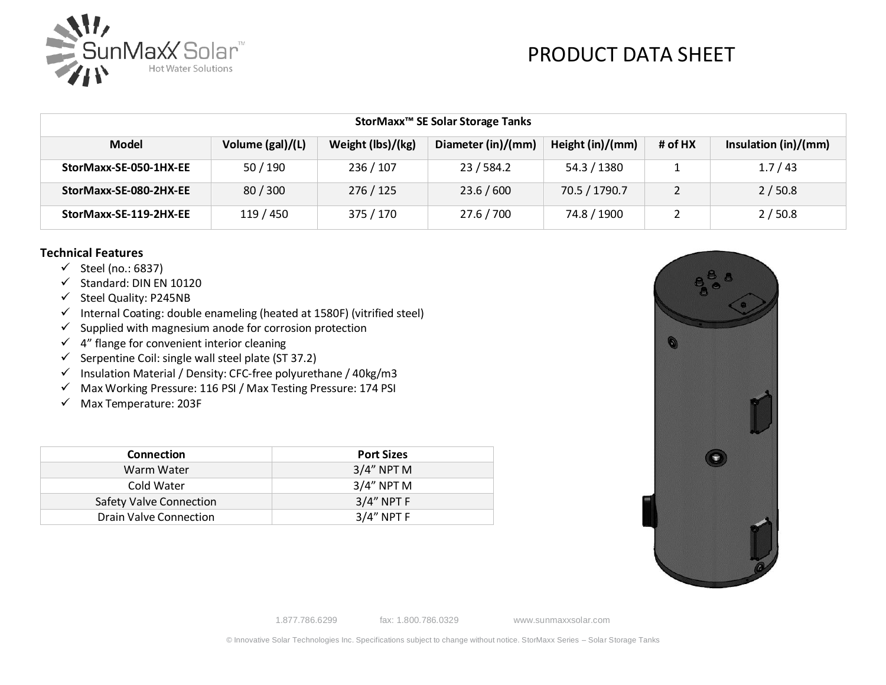# PRODUCT DATA SHEET

| StorMaxx™ SE Solar Storage Tanks | | | | | | |
|---|---|---|---|---|---|---|
| **Model** | **Volume (gal)/(L)** | **Weight (lbs)/(kg)** | **Diameter (in)/(mm)** | **Height (in)/(mm)** | **# of HX** | **Insulation (in)/(mm)** |
| **StorMaxx-SE-050-1HX-EE** | 50 / 190 | 236 / 107 | 23 / 584.2 | 54.3 / 1380 | 1 | 1.7 / 43 |
| **StorMaxx-SE-080-2HX-EE** | 80 / 300 | 276 / 125 | 23.6 / 600 | 70.5 / 1790.7 | 2 | 2 / 50.8 |
| **StorMaxx-SE-119-2HX-EE** | 119 / 450 | 375 / 170 | 27.6 / 700 | 74.8 / 1900 | 2 | 2 / 50.8 |

## Technical Features

- ✓ Steel (no.: 6837)
- ✓ Standard: DIN EN 10120
- ✓ Steel Quality: P245NB
- ✓ Internal Coating: double enameling (heated at 1580F) (vitrified steel)
- ✓ Supplied with magnesium anode for corrosion protection
- ✓ 4” flange for convenient interior cleaning
- ✓ Serpentine Coil: single wall steel plate (ST 37.2)
- ✓ Insulation Material / Density: CFC-free polyurethane / 40kg/m3
- ✓ Max Working Pressure: 116 PSI / Max Testing Pressure: 174 PSI
- ✓ Max Temperature: 203F

| Connection | Port Sizes |
|---|---|
| Warm Water | 3/4” NPT M |
| Cold Water | 3/4” NPT M |
| Safety Valve Connection | 3/4” NPT F |
| Drain Valve Connection | 3/4” NPT F |

1.877.786.6299 fax: 1.800.786.0329 www.sunmaxxsolar.com

© Innovative Solar Technologies Inc. Specifications subject to change without notice. StorMaxx Series – Solar Storage Tanks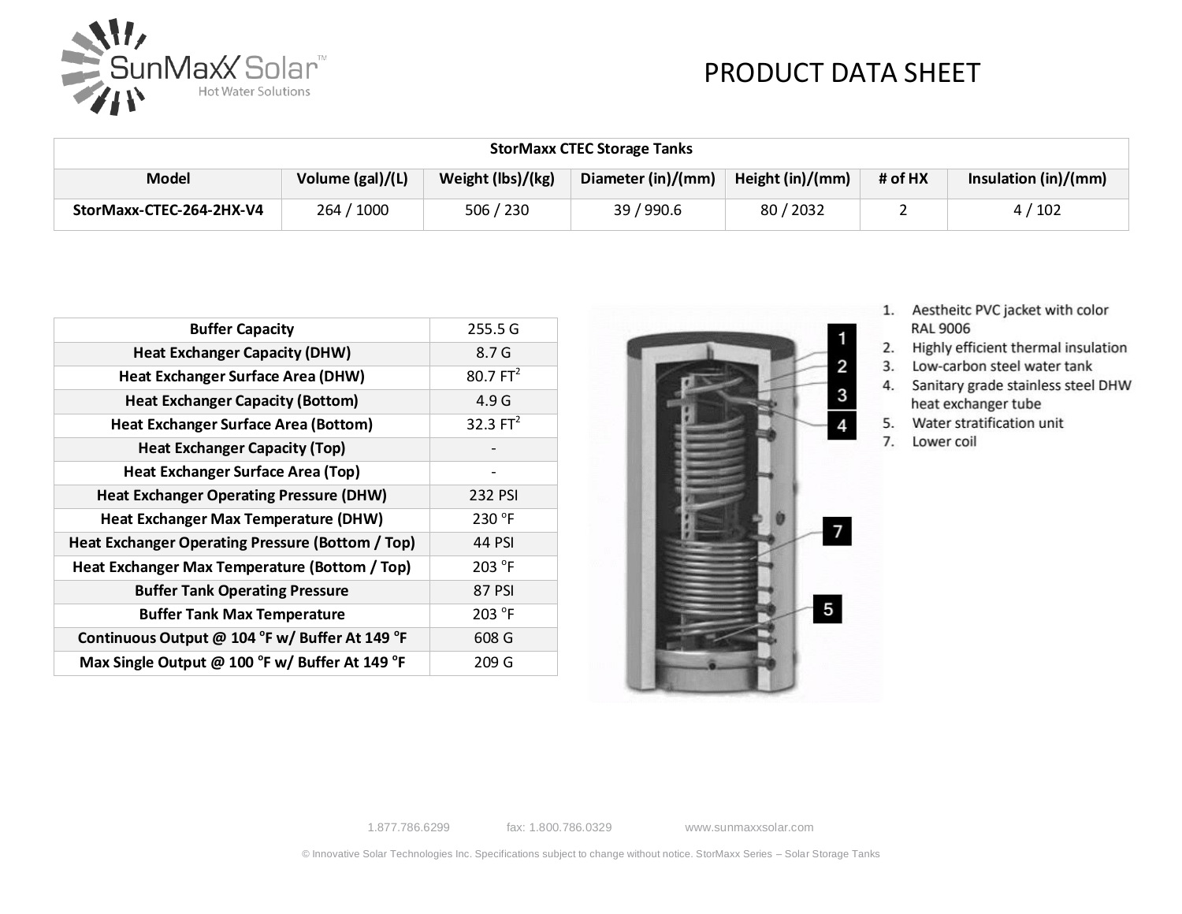# PRODUCT DATA SHEET

| StorMaxx CTEC Storage Tanks | | | | | | |
|---|---|---|---|---|---|---|
| **Model** | **Volume (gal)/(L)** | **Weight (lbs)/(kg)** | **Diameter (in)/(mm)** | **Height (in)/(mm)** | **# of HX** | **Insulation (in)/(mm)** |
| **StorMaxx-CTEC-264-2HX-V4** | 264 / 1000 | 506 / 230 | 39 / 990.6 | 80 / 2032 | 2 | 4 / 102 |

| Parameter | Value |
|---|---|
| **Buffer Capacity** | 255.5 G |
| **Heat Exchanger Capacity (DHW)** | 8.7 G |
| **Heat Exchanger Surface Area (DHW)** | 80.7 $FT^2$ |
| **Heat Exchanger Capacity (Bottom)** | 4.9 G |
| **Heat Exchanger Surface Area (Bottom)** | 32.3 $FT^2$ |
| **Heat Exchanger Capacity (Top)** | - |
| **Heat Exchanger Surface Area (Top)** | - |
| **Heat Exchanger Operating Pressure (DHW)** | 232 PSI |
| **Heat Exchanger Max Temperature (DHW)** | 230 °F |
| **Heat Exchanger Operating Pressure (Bottom / Top)** | 44 PSI |
| **Heat Exchanger Max Temperature (Bottom / Top)** | 203 °F |
| **Buffer Tank Operating Pressure** | 87 PSI |
| **Buffer Tank Max Temperature** | 203 °F |
| **Continuous Output @ 104 °F w/ Buffer At 149 °F** | 608 G |
| **Max Single Output @ 100 °F w/ Buffer At 149 °F** | 209 G |

1. Aestheitc PVC jacket with color RAL 9006
2. Highly efficient thermal insulation
3. Low-carbon steel water tank
4. Sanitary grade stainless steel DHW heat exchanger tube
5. Water stratification unit
7. Lower coil

1.877.786.6299 fax: 1.800.786.0329 www.sunmaxxsolar.com

© Innovative Solar Technologies Inc. Specifications subject to change without notice. StorMaxx Series – Solar Storage Tanks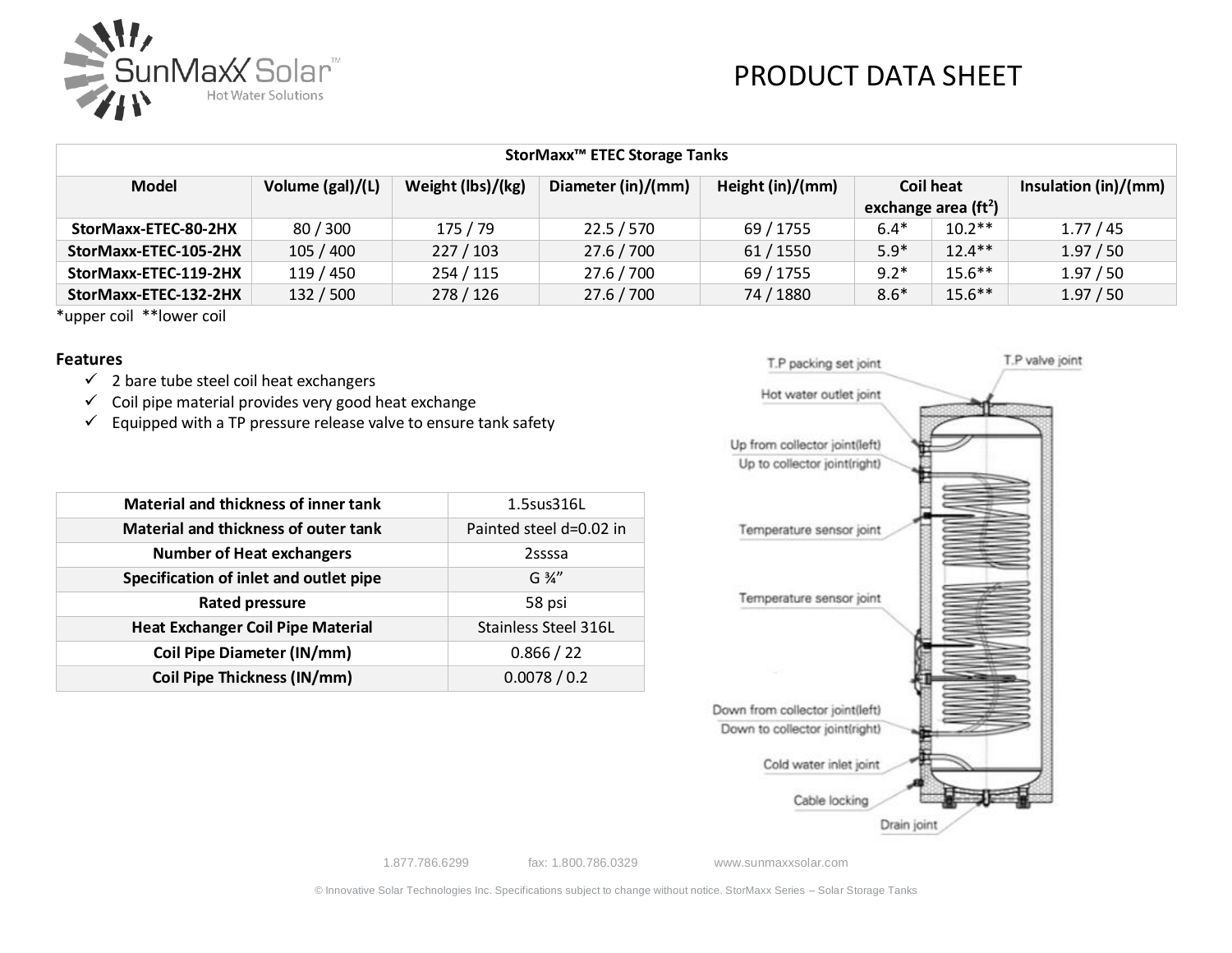# PRODUCT DATA SHEET

| StorMaxx™ ETEC Storage Tanks | | | | | | | |
|---|---|---|---|---|---|---|---|
| Model | Volume (gal)/(L) | Weight (lbs)/(kg) | Diameter (in)/(mm) | Height (in)/(mm) | Coil heat exchange area (ft$^2$) | | Insulation (in)/(mm) |
| StorMaxx-ETEC-80-2HX | 80 / 300 | 175 / 79 | 22.5 / 570 | 69 / 1755 | 6.4* | 10.2** | 1.77 / 45 |
| StorMaxx-ETEC-105-2HX | 105 / 400 | 227 / 103 | 27.6 / 700 | 61 / 1550 | 5.9* | 12.4** | 1.97 / 50 |
| StorMaxx-ETEC-119-2HX | 119 / 450 | 254 / 115 | 27.6 / 700 | 69 / 1755 | 9.2* | 15.6** | 1.97 / 50 |
| StorMaxx-ETEC-132-2HX | 132 / 500 | 278 / 126 | 27.6 / 700 | 74 / 1880 | 8.6* | 15.6** | 1.97 / 50 |

*upper coil **lower coil

**Features**

- ✓ 2 bare tube steel coil heat exchangers
- ✓ Coil pipe material provides very good heat exchange
- ✓ Equipped with a TP pressure release valve to ensure tank safety

| | |
|---|---|
| **Material and thickness of inner tank** | 1.5sus316L |
| **Material and thickness of outer tank** | Painted steel d=0.02 in |
| **Number of Heat exchangers** | 2ssssa |
| **Specification of inlet and outlet pipe** | G ¾” |
| **Rated pressure** | 58 psi |
| **Heat Exchanger Coil Pipe Material** | Stainless Steel 316L |
| **Coil Pipe Diameter (IN/mm)** | 0.866 / 22 |
| **Coil Pipe Thickness (IN/mm)** | 0.0078 / 0.2 |

T.P packing set joint
T.P valve joint
Hot water outlet joint
Up from collector joint(left)
Up to collector joint(right)
Temperature sensor joint
Temperature sensor joint
Down from collector joint(left)
Down to collector joint(right)
Cold water inlet joint
Cable locking
Drain joint

1.877.786.6299 fax: 1.800.786.0329 www.sunmaxxsolar.com

© Innovative Solar Technologies Inc. Specifications subject to change without notice. StorMaxx Series – Solar Storage Tanks